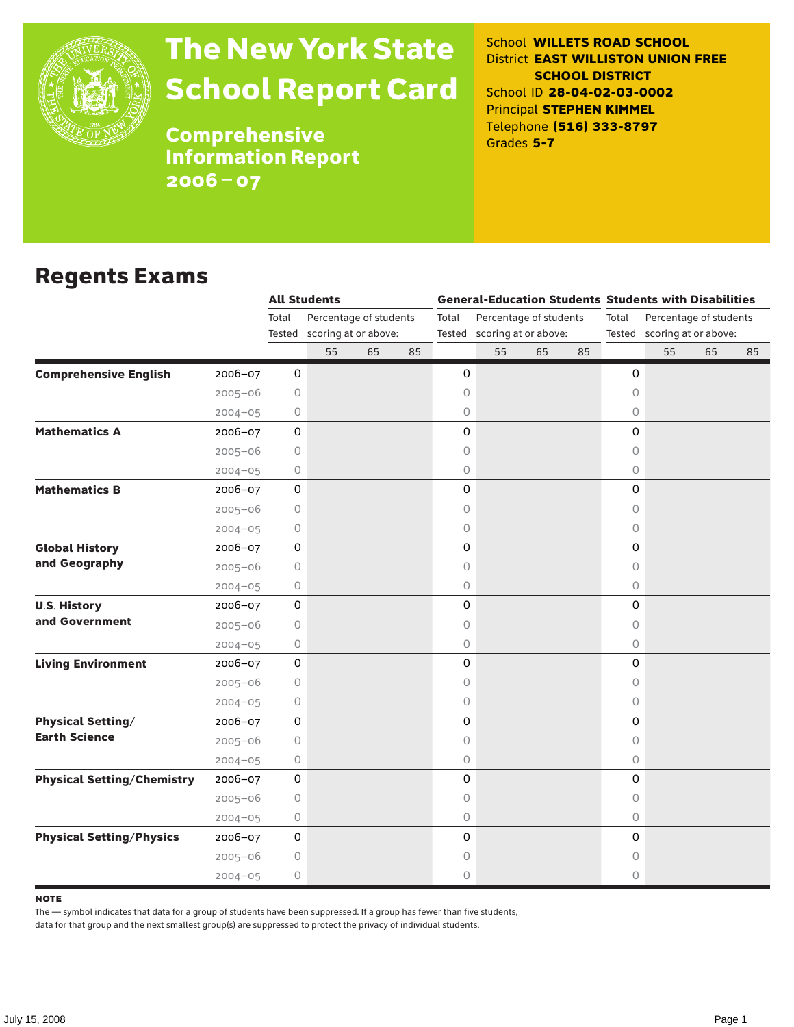# The New York State School Report Card

## Comprehensive Information Report 2006–07

School **WILLETS ROAD SCHOOL**
District **EAST WILLISTON UNION FREE SCHOOL DISTRICT**
School ID **28-04-02-03-0002**
Principal **STEPHEN KIMMEL**
Telephone **(516) 333-8797**
Grades **5-7**

## Regents Exams

| | | All Students | | | | General-Education Students | | | | Students with Disabilities | | | |
|---|---|---|---|---|---|---|---|---|---|---|---|---|---|
| | | Total Tested | Percentage of students scoring at or above: | | | Total Tested | Percentage of students scoring at or above: | | | Total Tested | Percentage of students scoring at or above: | | |
| | | | 55 | 65 | 85 | | 55 | 65 | 85 | | 55 | 65 | 85 |
| **Comprehensive English** | 2006–07 | 0 | | | | 0 | | | | 0 | | | |
| | 2005–06 | 0 | | | | 0 | | | | 0 | | | |
| | 2004–05 | 0 | | | | 0 | | | | 0 | | | |
| **Mathematics A** | 2006–07 | 0 | | | | 0 | | | | 0 | | | |
| | 2005–06 | 0 | | | | 0 | | | | 0 | | | |
| | 2004–05 | 0 | | | | 0 | | | | 0 | | | |
| **Mathematics B** | 2006–07 | 0 | | | | 0 | | | | 0 | | | |
| | 2005–06 | 0 | | | | 0 | | | | 0 | | | |
| | 2004–05 | 0 | | | | 0 | | | | 0 | | | |
| **Global History and Geography** | 2006–07 | 0 | | | | 0 | | | | 0 | | | |
| | 2005–06 | 0 | | | | 0 | | | | 0 | | | |
| | 2004–05 | 0 | | | | 0 | | | | 0 | | | |
| **U.S. History and Government** | 2006–07 | 0 | | | | 0 | | | | 0 | | | |
| | 2005–06 | 0 | | | | 0 | | | | 0 | | | |
| | 2004–05 | 0 | | | | 0 | | | | 0 | | | |
| **Living Environment** | 2006–07 | 0 | | | | 0 | | | | 0 | | | |
| | 2005–06 | 0 | | | | 0 | | | | 0 | | | |
| | 2004–05 | 0 | | | | 0 | | | | 0 | | | |
| **Physical Setting/ Earth Science** | 2006–07 | 0 | | | | 0 | | | | 0 | | | |
| | 2005–06 | 0 | | | | 0 | | | | 0 | | | |
| | 2004–05 | 0 | | | | 0 | | | | 0 | | | |
| **Physical Setting/Chemistry** | 2006–07 | 0 | | | | 0 | | | | 0 | | | |
| | 2005–06 | 0 | | | | 0 | | | | 0 | | | |
| | 2004–05 | 0 | | | | 0 | | | | 0 | | | |
| **Physical Setting/Physics** | 2006–07 | 0 | | | | 0 | | | | 0 | | | |
| | 2005–06 | 0 | | | | 0 | | | | 0 | | | |
| | 2004–05 | 0 | | | | 0 | | | | 0 | | | |

**NOTE**

The — symbol indicates that data for a group of students have been suppressed. If a group has fewer than five students, data for that group and the next smallest group(s) are suppressed to protect the privacy of individual students.

July 15, 2008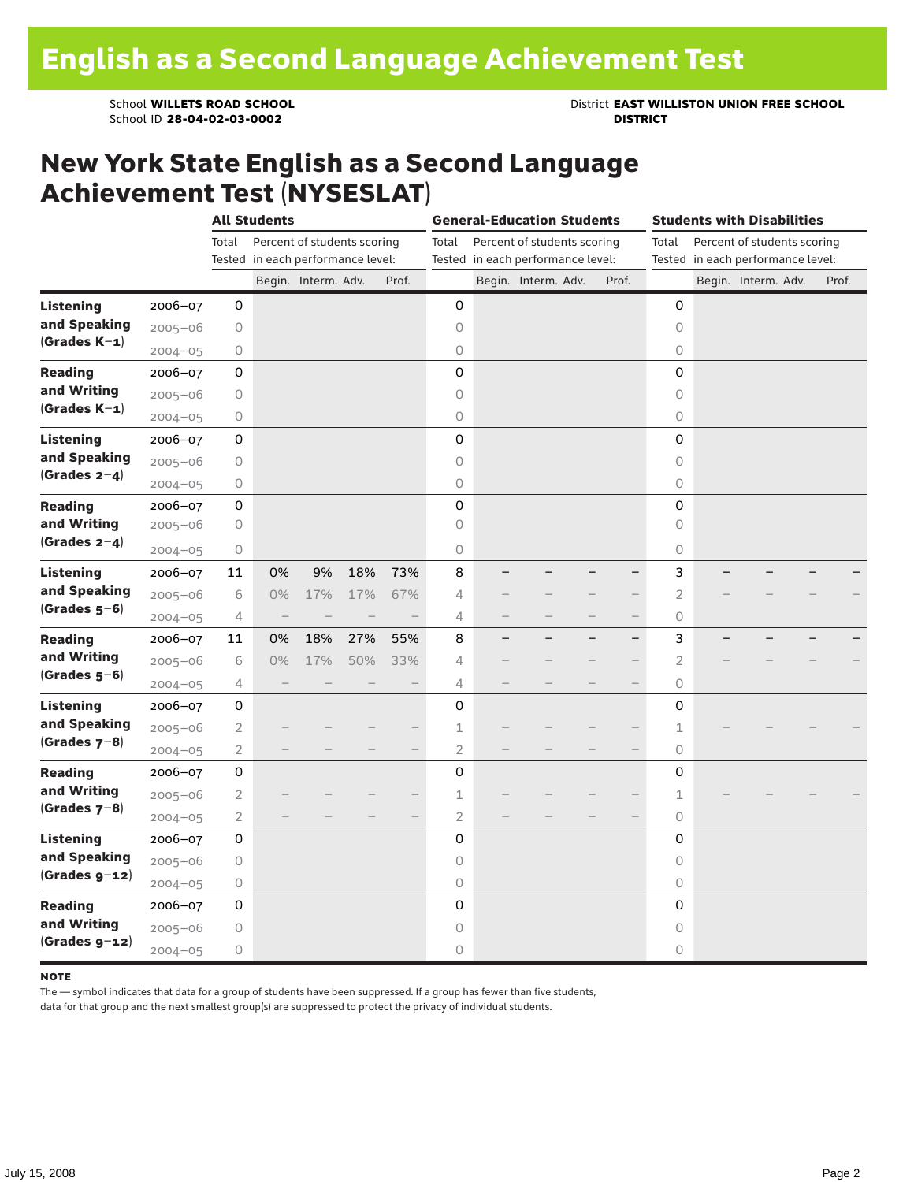# English as a Second Language Achievement Test

School **WILLETS ROAD SCHOOL**
School ID **28-04-02-03-0002**

District **EAST WILLISTON UNION FREE SCHOOL DISTRICT**

## New York State English as a Second Language Achievement Test (NYSESLAT)

| | | All Students | | | | | General-Education Students | | | | | Students with Disabilities | | | | |
|---|---|---|---|---|---|---|---|---|---|---|---|---|---|---|---|---|
| | | Total Tested | Percent of students scoring in each performance level: | | | | Total Tested | Percent of students scoring in each performance level: | | | | Total Tested | Percent of students scoring in each performance level: | | | |
| | | | Begin. | Interm. | Adv. | Prof. | | Begin. | Interm. | Adv. | Prof. | | Begin. | Interm. | Adv. | Prof. |
| **Listening and Speaking (Grades K–1)** | 2006–07 | 0 | | | | | 0 | | | | | 0 | | | | |
| | 2005–06 | 0 | | | | | 0 | | | | | 0 | | | | |
| | 2004–05 | 0 | | | | | 0 | | | | | 0 | | | | |
| **Reading and Writing (Grades K–1)** | 2006–07 | 0 | | | | | 0 | | | | | 0 | | | | |
| | 2005–06 | 0 | | | | | 0 | | | | | 0 | | | | |
| | 2004–05 | 0 | | | | | 0 | | | | | 0 | | | | |
| **Listening and Speaking (Grades 2–4)** | 2006–07 | 0 | | | | | 0 | | | | | 0 | | | | |
| | 2005–06 | 0 | | | | | 0 | | | | | 0 | | | | |
| | 2004–05 | 0 | | | | | 0 | | | | | 0 | | | | |
| **Reading and Writing (Grades 2–4)** | 2006–07 | 0 | | | | | 0 | | | | | 0 | | | | |
| | 2005–06 | 0 | | | | | 0 | | | | | 0 | | | | |
| | 2004–05 | 0 | | | | | 0 | | | | | 0 | | | | |
| **Listening and Speaking (Grades 5–6)** | 2006–07 | 11 | 0% | 9% | 18% | 73% | 8 | – | – | – | – | 3 | – | – | – | – |
| | 2005–06 | 6 | 0% | 17% | 17% | 67% | 4 | – | – | – | – | 2 | – | – | – | – |
| | 2004–05 | 4 | – | – | – | – | 4 | – | – | – | – | 0 | | | | |
| **Reading and Writing (Grades 5–6)** | 2006–07 | 11 | 0% | 18% | 27% | 55% | 8 | – | – | – | – | 3 | – | – | – | – |
| | 2005–06 | 6 | 0% | 17% | 50% | 33% | 4 | – | – | – | – | 2 | – | – | – | – |
| | 2004–05 | 4 | – | – | – | – | 4 | – | – | – | – | 0 | | | | |
| **Listening and Speaking (Grades 7–8)** | 2006–07 | 0 | | | | | 0 | | | | | 0 | | | | |
| | 2005–06 | 2 | – | – | – | – | 1 | – | – | – | – | 1 | – | – | – | – |
| | 2004–05 | 2 | – | – | – | – | 2 | – | – | – | – | 0 | | | | |
| **Reading and Writing (Grades 7–8)** | 2006–07 | 0 | | | | | 0 | | | | | 0 | | | | |
| | 2005–06 | 2 | – | – | – | – | 1 | – | – | – | – | 1 | – | – | – | – |
| | 2004–05 | 2 | – | – | – | – | 2 | – | – | – | – | 0 | | | | |
| **Listening and Speaking (Grades 9–12)** | 2006–07 | 0 | | | | | 0 | | | | | 0 | | | | |
| | 2005–06 | 0 | | | | | 0 | | | | | 0 | | | | |
| | 2004–05 | 0 | | | | | 0 | | | | | 0 | | | | |
| **Reading and Writing (Grades 9–12)** | 2006–07 | 0 | | | | | 0 | | | | | 0 | | | | |
| | 2005–06 | 0 | | | | | 0 | | | | | 0 | | | | |
| | 2004–05 | 0 | | | | | 0 | | | | | 0 | | | | |

**NOTE**

The — symbol indicates that data for a group of students have been suppressed. If a group has fewer than five students, data for that group and the next smallest group(s) are suppressed to protect the privacy of individual students.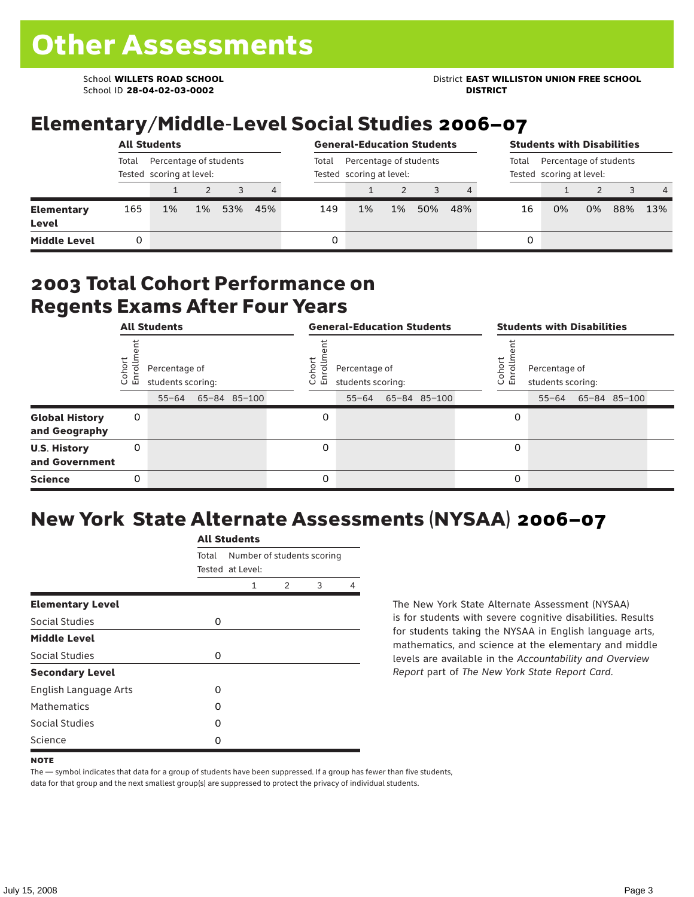# Other Assessments

School **WILLETS ROAD SCHOOL**
School ID **28-04-02-03-0002**

District **EAST WILLISTON UNION FREE SCHOOL DISTRICT**

## Elementary/Middle-Level Social Studies 2006–07

| | All Students | | | | | General-Education Students | | | | | Students with Disabilities | | | | |
|---|---|---|---|---|---|---|---|---|---|---|---|---|---|---|---|
| | Total Tested | Percentage of students scoring at level: | | | | Total Tested | Percentage of students scoring at level: | | | | Total Tested | Percentage of students scoring at level: | | | |
| | | 1 | 2 | 3 | 4 | | 1 | 2 | 3 | 4 | | 1 | 2 | 3 | 4 |
| **Elementary Level** | 165 | 1% | 1% | 53% | 45% | 149 | 1% | 1% | 50% | 48% | 16 | 0% | 0% | 88% | 13% |
| **Middle Level** | 0 | | | | | 0 | | | | | 0 | | | | |

## 2003 Total Cohort Performance on Regents Exams After Four Years

| | All Students | | | | General-Education Students | | | | Students with Disabilities | | | |
|---|---|---|---|---|---|---|---|---|---|---|---|---|
| | Cohort Enrollment | Percentage of students scoring: | | | Cohort Enrollment | Percentage of students scoring: | | | Cohort Enrollment | Percentage of students scoring: | | |
| | | 55–64 | 65–84 | 85–100 | | 55–64 | 65–84 | 85–100 | | 55–64 | 65–84 | 85–100 |
| **Global History and Geography** | 0 | | | | 0 | | | | 0 | | | |
| **U.S. History and Government** | 0 | | | | 0 | | | | 0 | | | |
| **Science** | 0 | | | | 0 | | | | 0 | | | |

## New York State Alternate Assessments (NYSAA) 2006–07

| | All Students | | | | |
|---|---|---|---|---|---|
| | Total Tested | Number of students scoring at Level: | | | |
| | | 1 | 2 | 3 | 4 |
| **Elementary Level** | | | | | |
| Social Studies | 0 | | | | |
| **Middle Level** | | | | | |
| Social Studies | 0 | | | | |
| **Secondary Level** | | | | | |
| English Language Arts | 0 | | | | |
| Mathematics | 0 | | | | |
| Social Studies | 0 | | | | |
| Science | 0 | | | | |

The New York State Alternate Assessment (NYSAA) is for students with severe cognitive disabilities. Results for students taking the NYSAA in English language arts, mathematics, and science at the elementary and middle levels are available in the *Accountability and Overview Report* part of *The New York State Report Card*.

**NOTE**

The — symbol indicates that data for a group of students have been suppressed. If a group has fewer than five students, data for that group and the next smallest group(s) are suppressed to protect the privacy of individual students.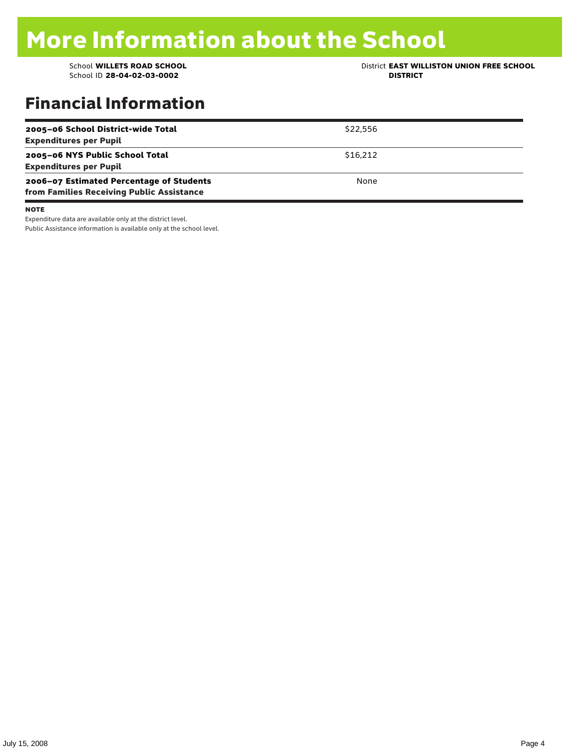# More Information about the School

School **WILLETS ROAD SCHOOL**
School ID **28-04-02-03-0002**

District **EAST WILLISTON UNION FREE SCHOOL DISTRICT**

## Financial Information

| | |
|---|---|
| **2005–06 School District-wide Total Expenditures per Pupil** | $22,556 |
| **2005–06 NYS Public School Total Expenditures per Pupil** | $16,212 |
| **2006–07 Estimated Percentage of Students from Families Receiving Public Assistance** | None |

**NOTE**

Expenditure data are available only at the district level.

Public Assistance information is available only at the school level.